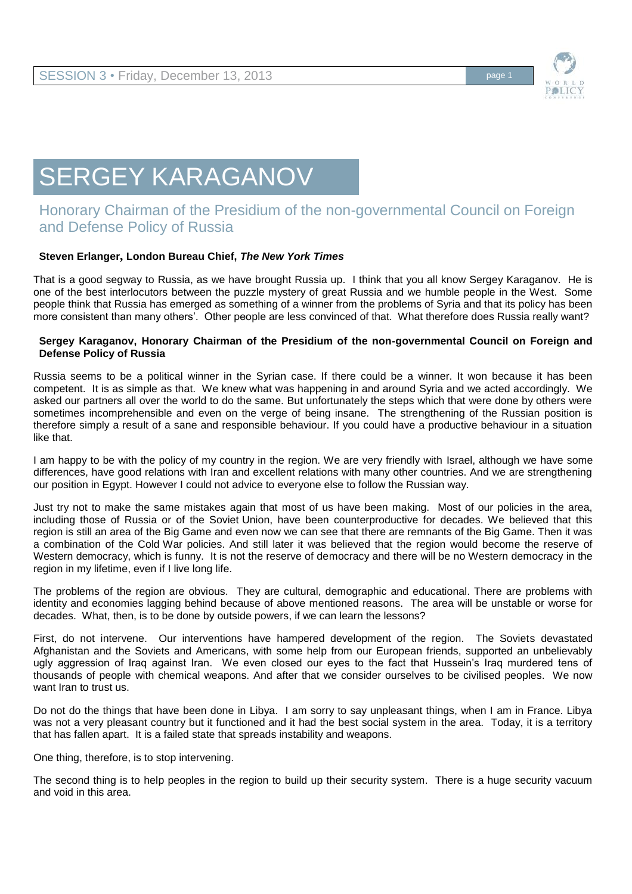# SERGEY KARAGANOV

## Honorary Chairman of the Presidium of the non-governmental Council on Foreign and Defense Policy of Russia

**Steven Erlanger, London Bureau Chief, *The New York Times***

That is a good segway to Russia, as we have brought Russia up. I think that you all know Sergey Karaganov. He is one of the best interlocutors between the puzzle mystery of great Russia and we humble people in the West. Some people think that Russia has emerged as something of a winner from the problems of Syria and that its policy has been more consistent than many others'. Other people are less convinced of that. What therefore does Russia really want?

**Sergey Karaganov, Honorary Chairman of the Presidium of the non-governmental Council on Foreign and Defense Policy of Russia**

Russia seems to be a political winner in the Syrian case. If there could be a winner. It won because it has been competent. It is as simple as that. We knew what was happening in and around Syria and we acted accordingly. We asked our partners all over the world to do the same. But unfortunately the steps which that were done by others were sometimes incomprehensible and even on the verge of being insane. The strengthening of the Russian position is therefore simply a result of a sane and responsible behaviour. If you could have a productive behaviour in a situation like that.

I am happy to be with the policy of my country in the region. We are very friendly with Israel, although we have some differences, have good relations with Iran and excellent relations with many other countries. And we are strengthening our position in Egypt. However I could not advice to everyone else to follow the Russian way.

Just try not to make the same mistakes again that most of us have been making. Most of our policies in the area, including those of Russia or of the Soviet Union, have been counterproductive for decades. We believed that this region is still an area of the Big Game and even now we can see that there are remnants of the Big Game. Then it was a combination of the Cold War policies. And still later it was believed that the region would become the reserve of Western democracy, which is funny. It is not the reserve of democracy and there will be no Western democracy in the region in my lifetime, even if I live long life.

The problems of the region are obvious. They are cultural, demographic and educational. There are problems with identity and economies lagging behind because of above mentioned reasons. The area will be unstable or worse for decades. What, then, is to be done by outside powers, if we can learn the lessons?

First, do not intervene. Our interventions have hampered development of the region. The Soviets devastated Afghanistan and the Soviets and Americans, with some help from our European friends, supported an unbelievably ugly aggression of Iraq against Iran. We even closed our eyes to the fact that Hussein's Iraq murdered tens of thousands of people with chemical weapons. And after that we consider ourselves to be civilised peoples. We now want Iran to trust us.

Do not do the things that have been done in Libya. I am sorry to say unpleasant things, when I am in France. Libya was not a very pleasant country but it functioned and it had the best social system in the area. Today, it is a territory that has fallen apart. It is a failed state that spreads instability and weapons.

One thing, therefore, is to stop intervening.

The second thing is to help peoples in the region to build up their security system. There is a huge security vacuum and void in this area.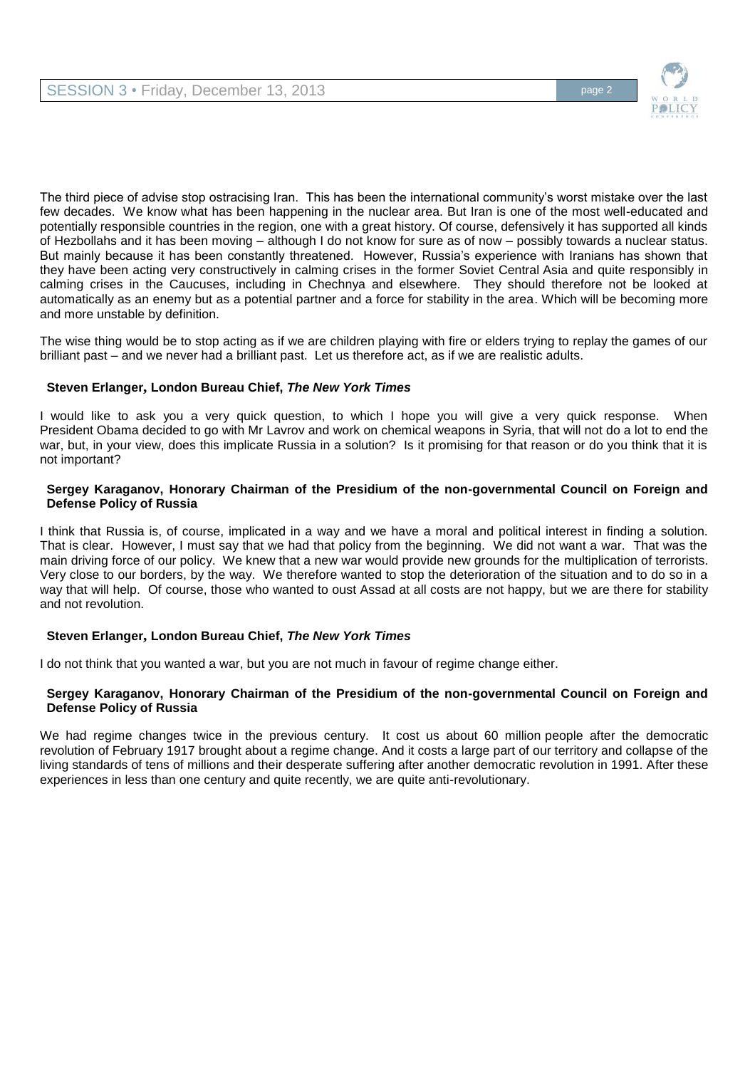The third piece of advise stop ostracising Iran. This has been the international community's worst mistake over the last few decades. We know what has been happening in the nuclear area. But Iran is one of the most well-educated and potentially responsible countries in the region, one with a great history. Of course, defensively it has supported all kinds of Hezbollahs and it has been moving – although I do not know for sure as of now – possibly towards a nuclear status. But mainly because it has been constantly threatened. However, Russia's experience with Iranians has shown that they have been acting very constructively in calming crises in the former Soviet Central Asia and quite responsibly in calming crises in the Caucuses, including in Chechnya and elsewhere. They should therefore not be looked at automatically as an enemy but as a potential partner and a force for stability in the area. Which will be becoming more and more unstable by definition.

The wise thing would be to stop acting as if we are children playing with fire or elders trying to replay the games of our brilliant past – and we never had a brilliant past. Let us therefore act, as if we are realistic adults.

**Steven Erlanger, London Bureau Chief, *The New York Times***

I would like to ask you a very quick question, to which I hope you will give a very quick response. When President Obama decided to go with Mr Lavrov and work on chemical weapons in Syria, that will not do a lot to end the war, but, in your view, does this implicate Russia in a solution? Is it promising for that reason or do you think that it is not important?

**Sergey Karaganov, Honorary Chairman of the Presidium of the non-governmental Council on Foreign and Defense Policy of Russia**

I think that Russia is, of course, implicated in a way and we have a moral and political interest in finding a solution. That is clear. However, I must say that we had that policy from the beginning. We did not want a war. That was the main driving force of our policy. We knew that a new war would provide new grounds for the multiplication of terrorists. Very close to our borders, by the way. We therefore wanted to stop the deterioration of the situation and to do so in a way that will help. Of course, those who wanted to oust Assad at all costs are not happy, but we are there for stability and not revolution.

**Steven Erlanger, London Bureau Chief, *The New York Times***

I do not think that you wanted a war, but you are not much in favour of regime change either.

**Sergey Karaganov, Honorary Chairman of the Presidium of the non-governmental Council on Foreign and Defense Policy of Russia**

We had regime changes twice in the previous century. It cost us about 60 million people after the democratic revolution of February 1917 brought about a regime change. And it costs a large part of our territory and collapse of the living standards of tens of millions and their desperate suffering after another democratic revolution in 1991. After these experiences in less than one century and quite recently, we are quite anti-revolutionary.